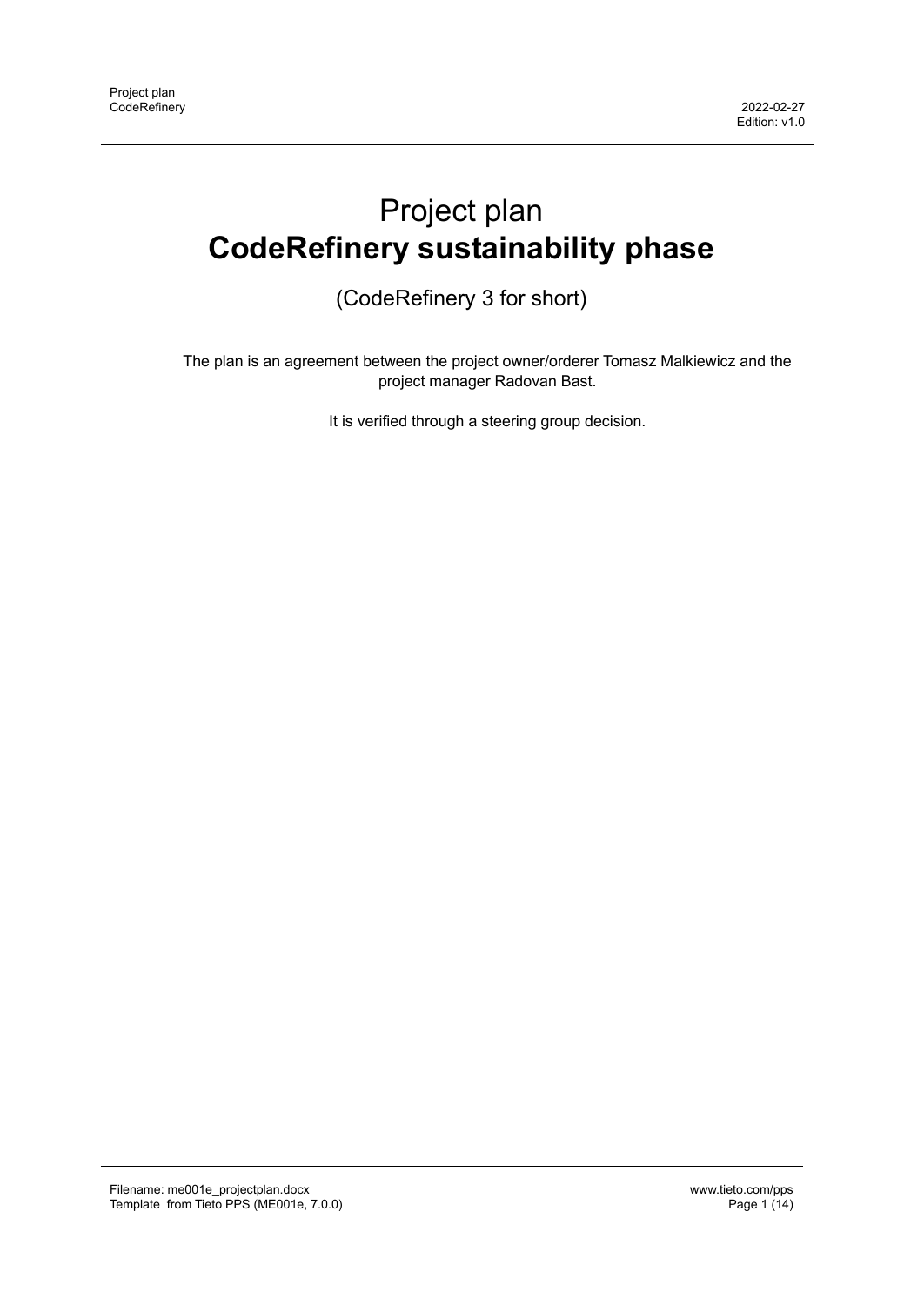# Project plan
# **CodeRefinery sustainability phase**

(CodeRefinery 3 for short)

The plan is an agreement between the project owner/orderer Tomasz Malkiewicz and the project manager Radovan Bast.

It is verified through a steering group decision.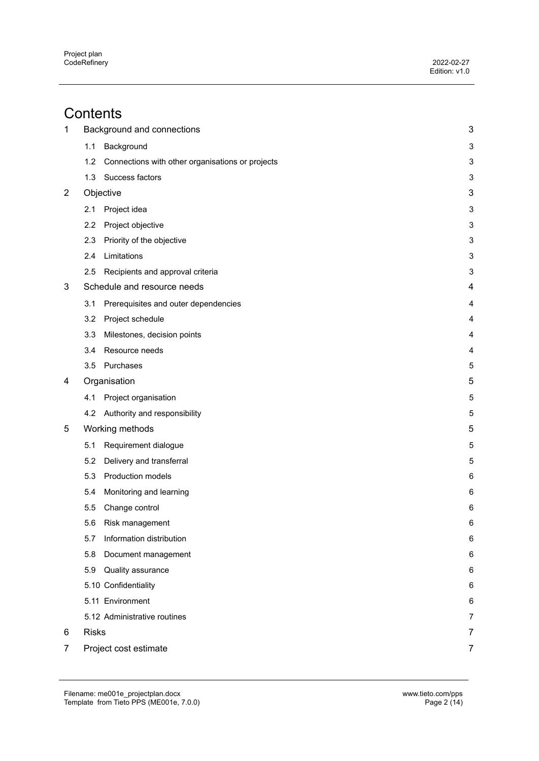# Contents

| | | |
|---|---|---|
| 1 | Background and connections | 3 |
| | 1.1 Background | 3 |
| | 1.2 Connections with other organisations or projects | 3 |
| | 1.3 Success factors | 3 |
| 2 | Objective | 3 |
| | 2.1 Project idea | 3 |
| | 2.2 Project objective | 3 |
| | 2.3 Priority of the objective | 3 |
| | 2.4 Limitations | 3 |
| | 2.5 Recipients and approval criteria | 3 |
| 3 | Schedule and resource needs | 4 |
| | 3.1 Prerequisites and outer dependencies | 4 |
| | 3.2 Project schedule | 4 |
| | 3.3 Milestones, decision points | 4 |
| | 3.4 Resource needs | 4 |
| | 3.5 Purchases | 5 |
| 4 | Organisation | 5 |
| | 4.1 Project organisation | 5 |
| | 4.2 Authority and responsibility | 5 |
| 5 | Working methods | 5 |
| | 5.1 Requirement dialogue | 5 |
| | 5.2 Delivery and transferral | 5 |
| | 5.3 Production models | 6 |
| | 5.4 Monitoring and learning | 6 |
| | 5.5 Change control | 6 |
| | 5.6 Risk management | 6 |
| | 5.7 Information distribution | 6 |
| | 5.8 Document management | 6 |
| | 5.9 Quality assurance | 6 |
| | 5.10 Confidentiality | 6 |
| | 5.11 Environment | 6 |
| | 5.12 Administrative routines | 7 |
| 6 | Risks | 7 |
| 7 | Project cost estimate | 7 |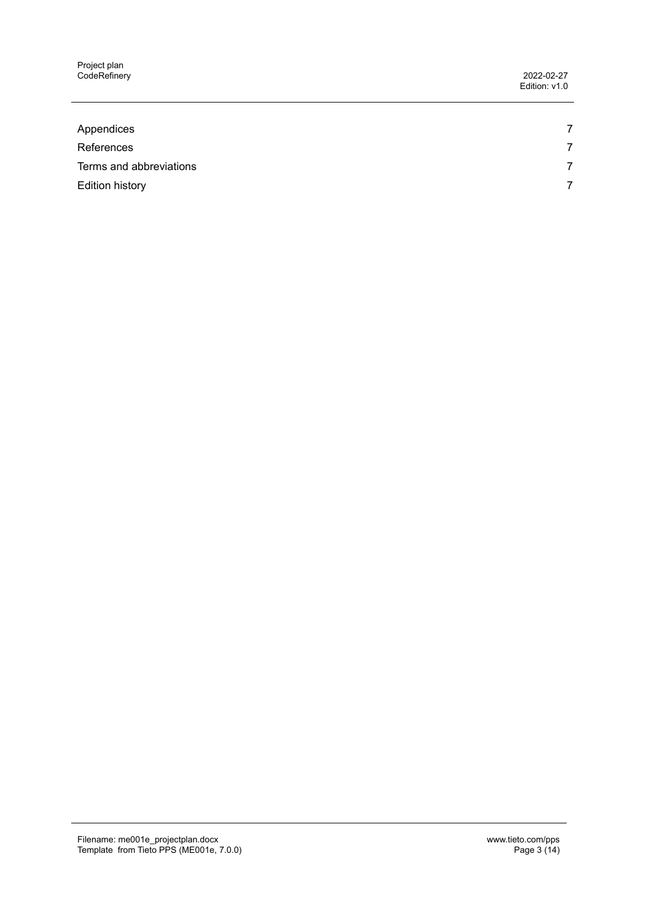| | |
|---|---|
| Appendices | 7 |
| References | 7 |
| Terms and abbreviations | 7 |
| Edition history | 7 |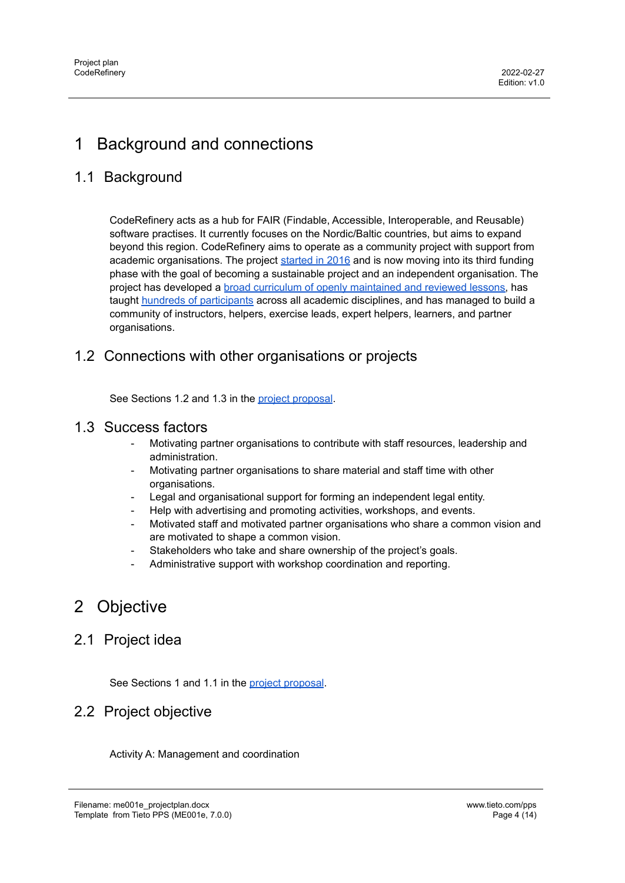# 1 Background and connections

## 1.1 Background

CodeRefinery acts as a hub for FAIR (Findable, Accessible, Interoperable, and Reusable) software practises. It currently focuses on the Nordic/Baltic countries, but aims to expand beyond this region. CodeRefinery aims to operate as a community project with support from academic organisations. The project started in 2016 and is now moving into its third funding phase with the goal of becoming a sustainable project and an independent organisation. The project has developed a broad curriculum of openly maintained and reviewed lessons, has taught hundreds of participants across all academic disciplines, and has managed to build a community of instructors, helpers, exercise leads, expert helpers, learners, and partner organisations.

## 1.2 Connections with other organisations or projects

See Sections 1.2 and 1.3 in the project proposal.

## 1.3 Success factors

- Motivating partner organisations to contribute with staff resources, leadership and administration.
- Motivating partner organisations to share material and staff time with other organisations.
- Legal and organisational support for forming an independent legal entity.
- Help with advertising and promoting activities, workshops, and events.
- Motivated staff and motivated partner organisations who share a common vision and are motivated to shape a common vision.
- Stakeholders who take and share ownership of the project's goals.
- Administrative support with workshop coordination and reporting.

# 2 Objective

## 2.1 Project idea

See Sections 1 and 1.1 in the project proposal.

## 2.2 Project objective

Activity A: Management and coordination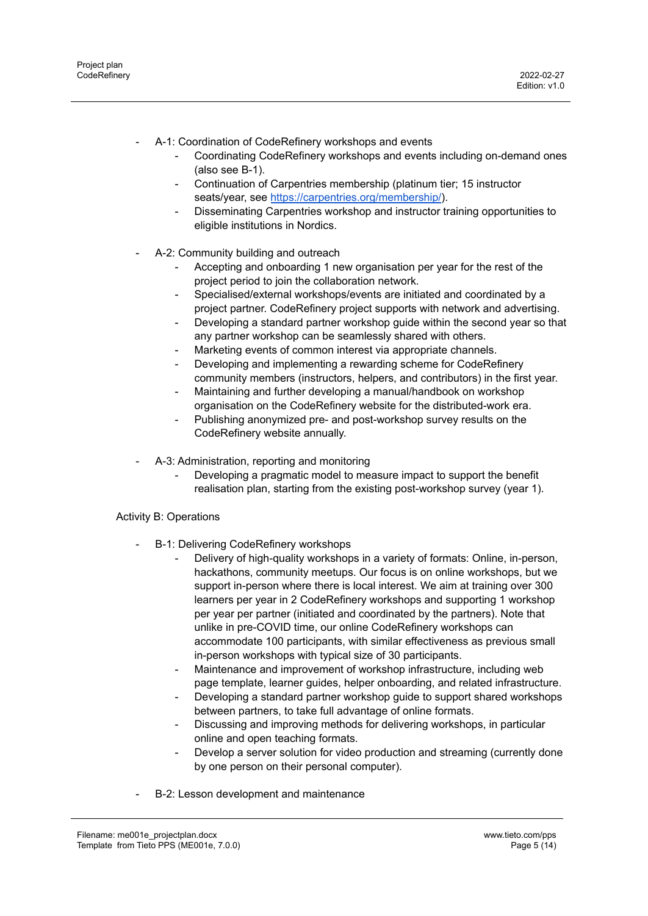- A-1: Coordination of CodeRefinery workshops and events
    - Coordinating CodeRefinery workshops and events including on-demand ones (also see B-1).
    - Continuation of Carpentries membership (platinum tier; 15 instructor seats/year, see https://carpentries.org/membership/).
    - Disseminating Carpentries workshop and instructor training opportunities to eligible institutions in Nordics.

- A-2: Community building and outreach
    - Accepting and onboarding 1 new organisation per year for the rest of the project period to join the collaboration network.
    - Specialised/external workshops/events are initiated and coordinated by a project partner. CodeRefinery project supports with network and advertising.
    - Developing a standard partner workshop guide within the second year so that any partner workshop can be seamlessly shared with others.
    - Marketing events of common interest via appropriate channels.
    - Developing and implementing a rewarding scheme for CodeRefinery community members (instructors, helpers, and contributors) in the first year.
    - Maintaining and further developing a manual/handbook on workshop organisation on the CodeRefinery website for the distributed-work era.
    - Publishing anonymized pre- and post-workshop survey results on the CodeRefinery website annually.

- A-3: Administration, reporting and monitoring
    - Developing a pragmatic model to measure impact to support the benefit realisation plan, starting from the existing post-workshop survey (year 1).

Activity B: Operations

- B-1: Delivering CodeRefinery workshops
    - Delivery of high-quality workshops in a variety of formats: Online, in-person, hackathons, community meetups. Our focus is on online workshops, but we support in-person where there is local interest. We aim at training over 300 learners per year in 2 CodeRefinery workshops and supporting 1 workshop per year per partner (initiated and coordinated by the partners). Note that unlike in pre-COVID time, our online CodeRefinery workshops can accommodate 100 participants, with similar effectiveness as previous small in-person workshops with typical size of 30 participants.
    - Maintenance and improvement of workshop infrastructure, including web page template, learner guides, helper onboarding, and related infrastructure.
    - Developing a standard partner workshop guide to support shared workshops between partners, to take full advantage of online formats.
    - Discussing and improving methods for delivering workshops, in particular online and open teaching formats.
    - Develop a server solution for video production and streaming (currently done by one person on their personal computer).

- B-2: Lesson development and maintenance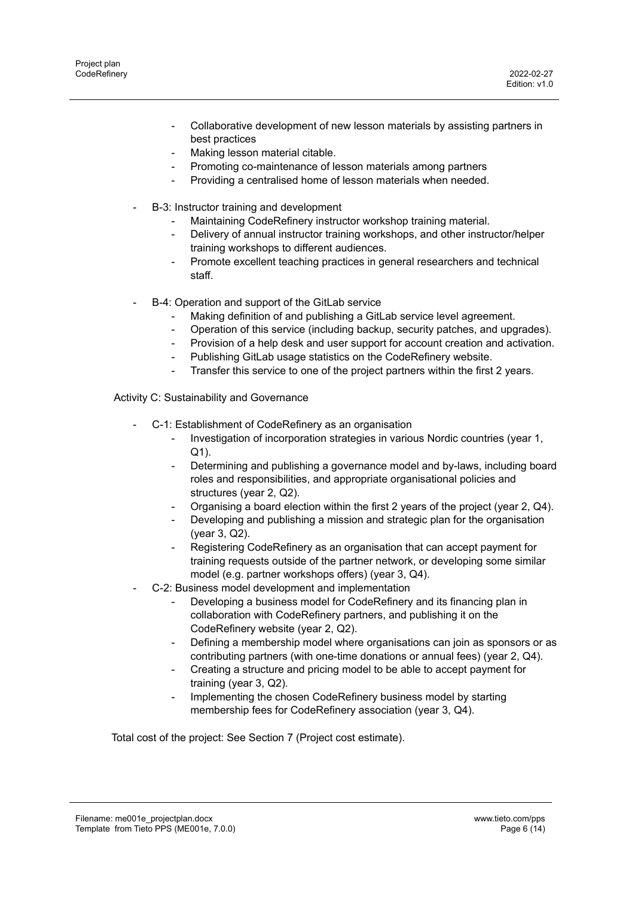- Collaborative development of new lesson materials by assisting partners in best practices
    - Making lesson material citable.
    - Promoting co-maintenance of lesson materials among partners
    - Providing a centralised home of lesson materials when needed.

- B-3: Instructor training and development
    - Maintaining CodeRefinery instructor workshop training material.
    - Delivery of annual instructor training workshops, and other instructor/helper training workshops to different audiences.
    - Promote excellent teaching practices in general researchers and technical staff.

- B-4: Operation and support of the GitLab service
    - Making definition of and publishing a GitLab service level agreement.
    - Operation of this service (including backup, security patches, and upgrades).
    - Provision of a help desk and user support for account creation and activation.
    - Publishing GitLab usage statistics on the CodeRefinery website.
    - Transfer this service to one of the project partners within the first 2 years.

Activity C: Sustainability and Governance

- C-1: Establishment of CodeRefinery as an organisation
    - Investigation of incorporation strategies in various Nordic countries (year 1, Q1).
    - Determining and publishing a governance model and by-laws, including board roles and responsibilities, and appropriate organisational policies and structures (year 2, Q2).
    - Organising a board election within the first 2 years of the project (year 2, Q4).
    - Developing and publishing a mission and strategic plan for the organisation (year 3, Q2).
    - Registering CodeRefinery as an organisation that can accept payment for training requests outside of the partner network, or developing some similar model (e.g. partner workshops offers) (year 3, Q4).
- C-2: Business model development and implementation
    - Developing a business model for CodeRefinery and its financing plan in collaboration with CodeRefinery partners, and publishing it on the CodeRefinery website (year 2, Q2).
    - Defining a membership model where organisations can join as sponsors or as contributing partners (with one-time donations or annual fees) (year 2, Q4).
    - Creating a structure and pricing model to be able to accept payment for training (year 3, Q2).
    - Implementing the chosen CodeRefinery business model by starting membership fees for CodeRefinery association (year 3, Q4).

Total cost of the project: See Section 7 (Project cost estimate).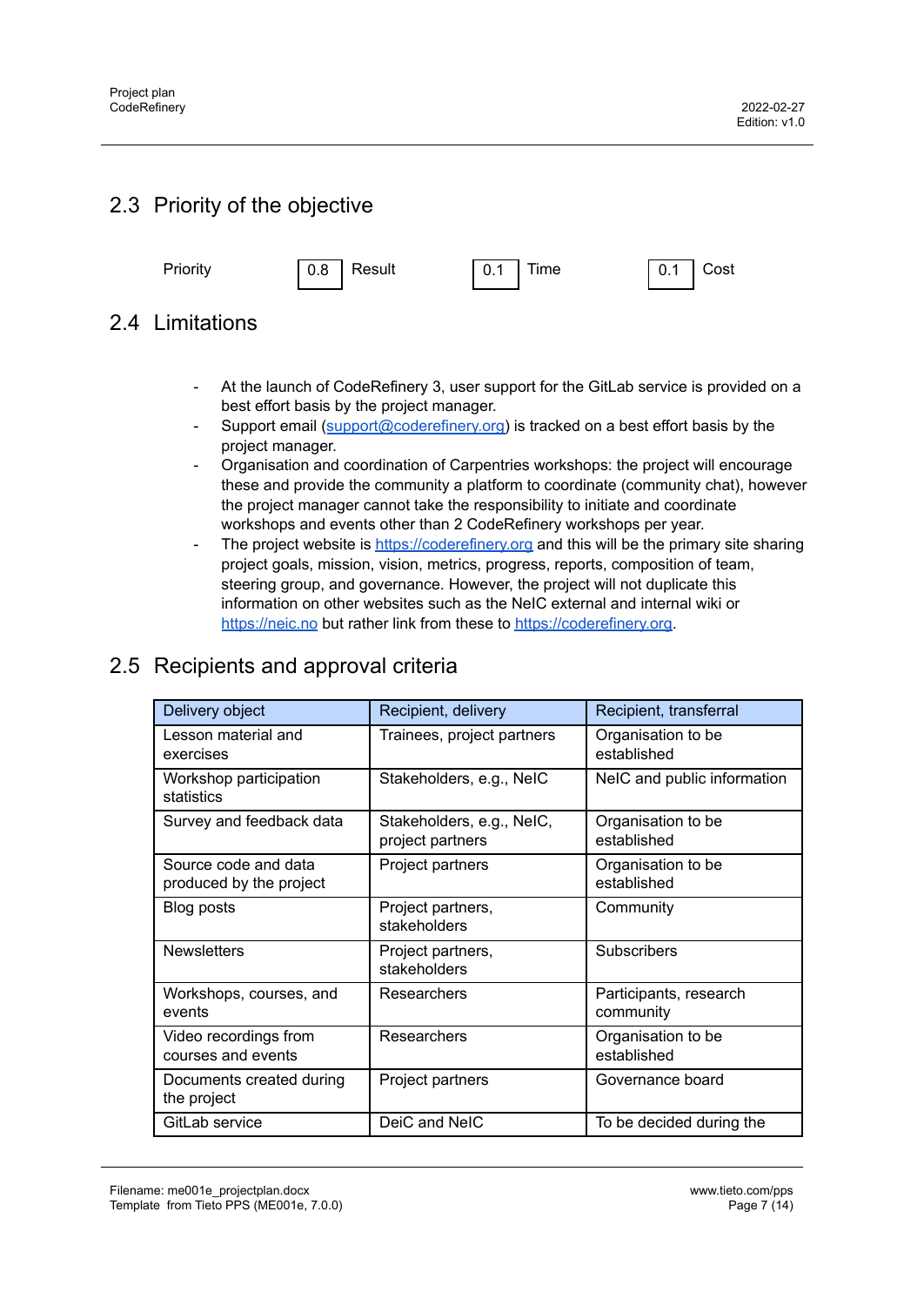## 2.3 Priority of the objective

| Priority | 0.8 | Result | 0.1 | Time | 0.1 | Cost |
|---|---|---|---|---|---|---|

## 2.4 Limitations

- At the launch of CodeRefinery 3, user support for the GitLab service is provided on a best effort basis by the project manager.
- Support email (support@coderefinery.org) is tracked on a best effort basis by the project manager.
- Organisation and coordination of Carpentries workshops: the project will encourage these and provide the community a platform to coordinate (community chat), however the project manager cannot take the responsibility to initiate and coordinate workshops and events other than 2 CodeRefinery workshops per year.
- The project website is https://coderefinery.org and this will be the primary site sharing project goals, mission, vision, metrics, progress, reports, composition of team, steering group, and governance. However, the project will not duplicate this information on other websites such as the NeIC external and internal wiki or https://neic.no but rather link from these to https://coderefinery.org.

## 2.5 Recipients and approval criteria

| Delivery object | Recipient, delivery | Recipient, transferral |
|---|---|---|
| Lesson material and exercises | Trainees, project partners | Organisation to be established |
| Workshop participation statistics | Stakeholders, e.g., NeIC | NeIC and public information |
| Survey and feedback data | Stakeholders, e.g., NeIC, project partners | Organisation to be established |
| Source code and data produced by the project | Project partners | Organisation to be established |
| Blog posts | Project partners, stakeholders | Community |
| Newsletters | Project partners, stakeholders | Subscribers |
| Workshops, courses, and events | Researchers | Participants, research community |
| Video recordings from courses and events | Researchers | Organisation to be established |
| Documents created during the project | Project partners | Governance board |
| GitLab service | DeiC and NeIC | To be decided during the |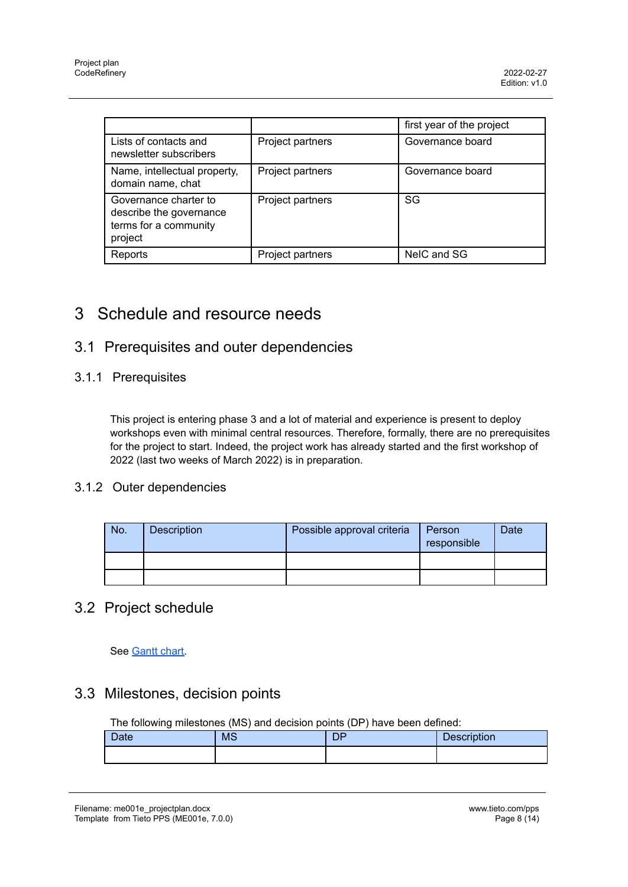| | | first year of the project |
|---|---|---|
| Lists of contacts and newsletter subscribers | Project partners | Governance board |
| Name, intellectual property, domain name, chat | Project partners | Governance board |
| Governance charter to describe the governance terms for a community project | Project partners | SG |
| Reports | Project partners | NeIC and SG |

# 3 Schedule and resource needs

## 3.1 Prerequisites and outer dependencies

### 3.1.1 Prerequisites

This project is entering phase 3 and a lot of material and experience is present to deploy workshops even with minimal central resources. Therefore, formally, there are no prerequisites for the project to start. Indeed, the project work has already started and the first workshop of 2022 (last two weeks of March 2022) is in preparation.

### 3.1.2 Outer dependencies

| No. | Description | Possible approval criteria | Person responsible | Date |
|---|---|---|---|---|
| | | | | |
| | | | | |

## 3.2 Project schedule

See [Gantt chart](Gantt chart).

## 3.3 Milestones, decision points

The following milestones (MS) and decision points (DP) have been defined:

| Date | MS | DP | Description |
|---|---|---|---|
| | | | |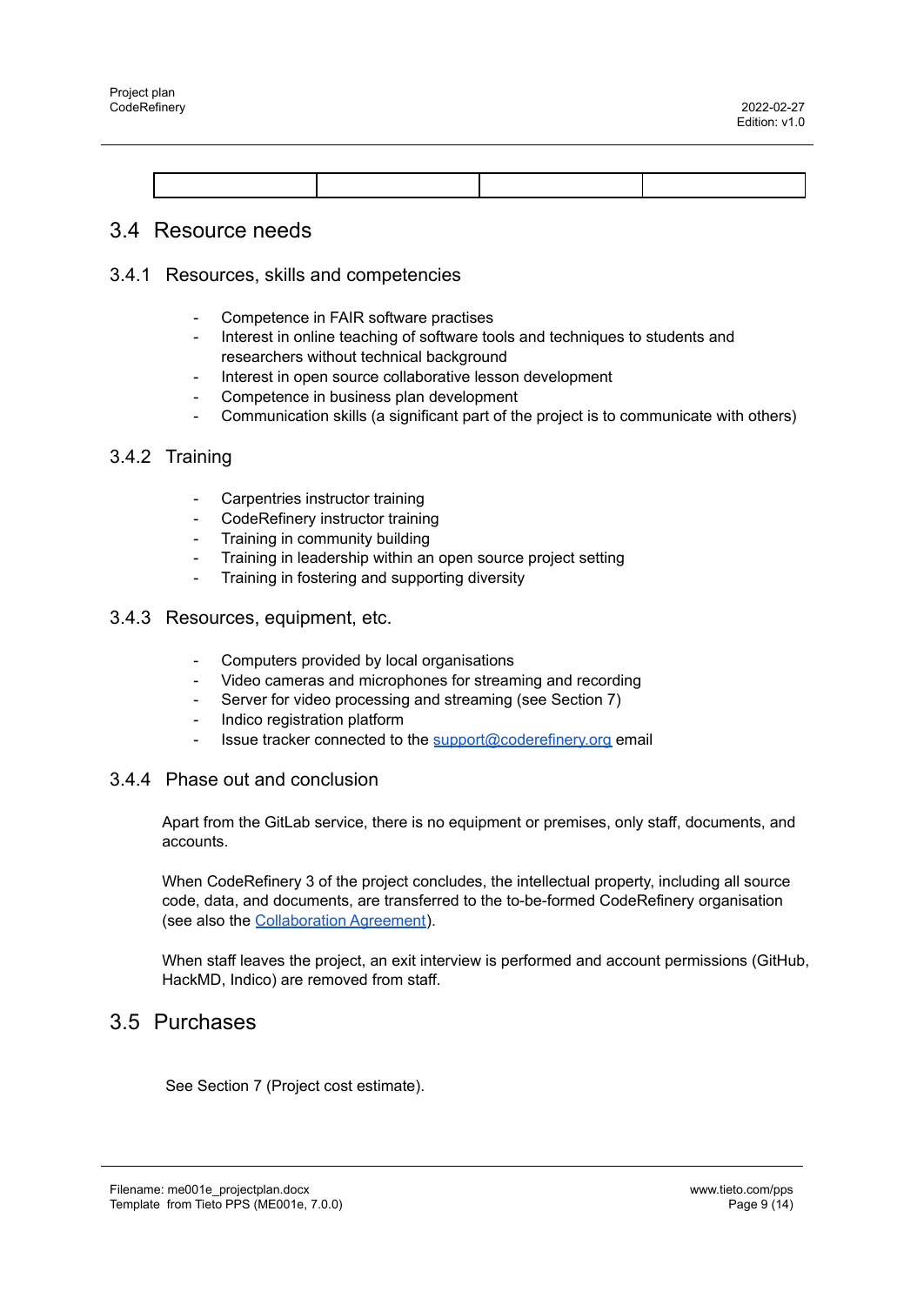| | | | |
|---|---|---|---|

## 3.4 Resource needs

### 3.4.1 Resources, skills and competencies

- Competence in FAIR software practises
- Interest in online teaching of software tools and techniques to students and researchers without technical background
- Interest in open source collaborative lesson development
- Competence in business plan development
- Communication skills (a significant part of the project is to communicate with others)

### 3.4.2 Training

- Carpentries instructor training
- CodeRefinery instructor training
- Training in community building
- Training in leadership within an open source project setting
- Training in fostering and supporting diversity

### 3.4.3 Resources, equipment, etc.

- Computers provided by local organisations
- Video cameras and microphones for streaming and recording
- Server for video processing and streaming (see Section 7)
- Indico registration platform
- Issue tracker connected to the support@coderefinery.org email

### 3.4.4 Phase out and conclusion

Apart from the GitLab service, there is no equipment or premises, only staff, documents, and accounts.

When CodeRefinery 3 of the project concludes, the intellectual property, including all source code, data, and documents, are transferred to the to-be-formed CodeRefinery organisation (see also the Collaboration Agreement).

When staff leaves the project, an exit interview is performed and account permissions (GitHub, HackMD, Indico) are removed from staff.

## 3.5 Purchases

See Section 7 (Project cost estimate).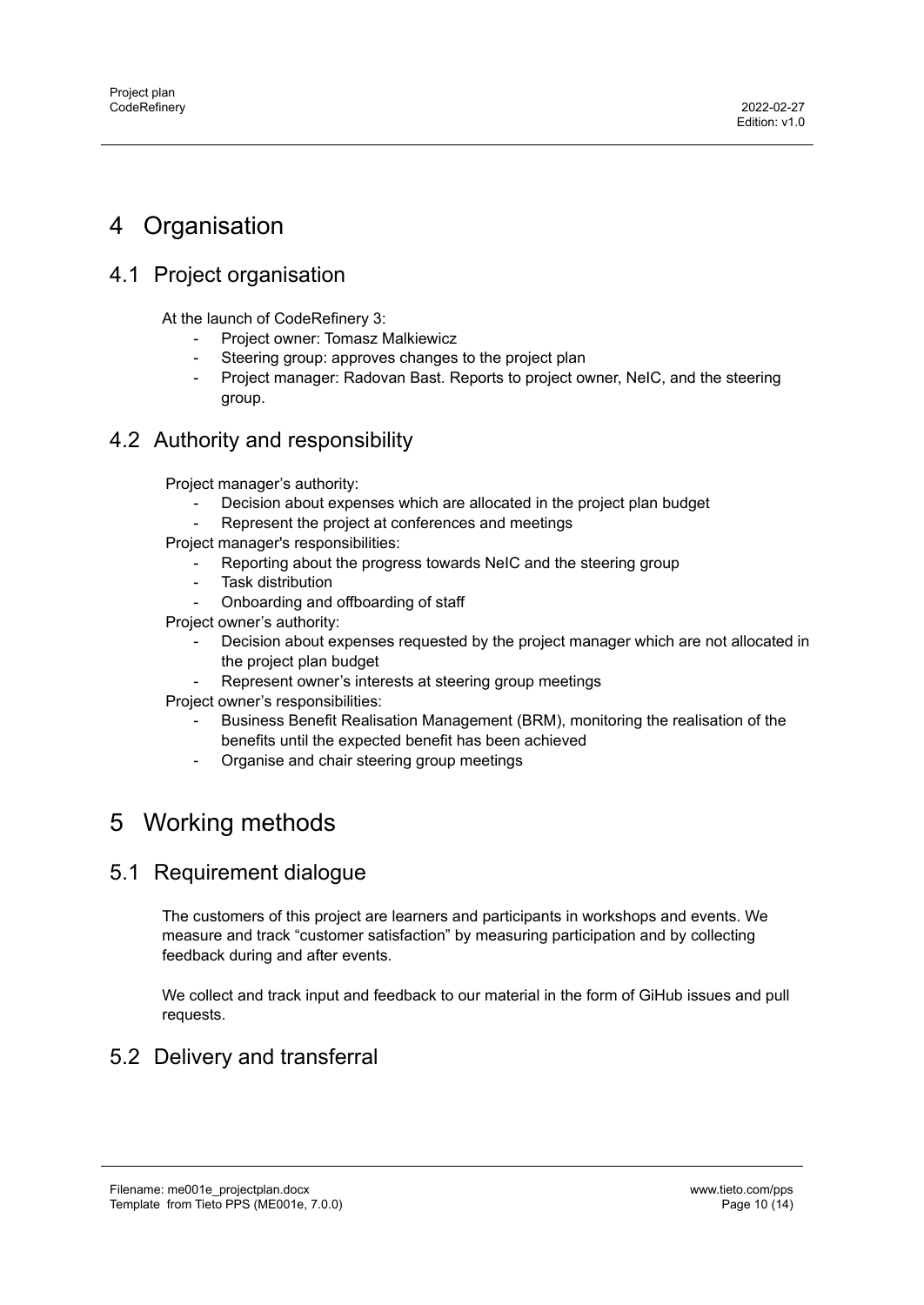# 4 Organisation

## 4.1 Project organisation

At the launch of CodeRefinery 3:

- Project owner: Tomasz Malkiewicz
- Steering group: approves changes to the project plan
- Project manager: Radovan Bast. Reports to project owner, NeIC, and the steering group.

## 4.2 Authority and responsibility

Project manager's authority:

- Decision about expenses which are allocated in the project plan budget
- Represent the project at conferences and meetings

Project manager's responsibilities:

- Reporting about the progress towards NeIC and the steering group
- Task distribution
- Onboarding and offboarding of staff

Project owner's authority:

- Decision about expenses requested by the project manager which are not allocated in the project plan budget
- Represent owner's interests at steering group meetings

Project owner's responsibilities:

- Business Benefit Realisation Management (BRM), monitoring the realisation of the benefits until the expected benefit has been achieved
- Organise and chair steering group meetings

# 5 Working methods

## 5.1 Requirement dialogue

The customers of this project are learners and participants in workshops and events. We measure and track "customer satisfaction" by measuring participation and by collecting feedback during and after events.

We collect and track input and feedback to our material in the form of GiHub issues and pull requests.

## 5.2 Delivery and transferral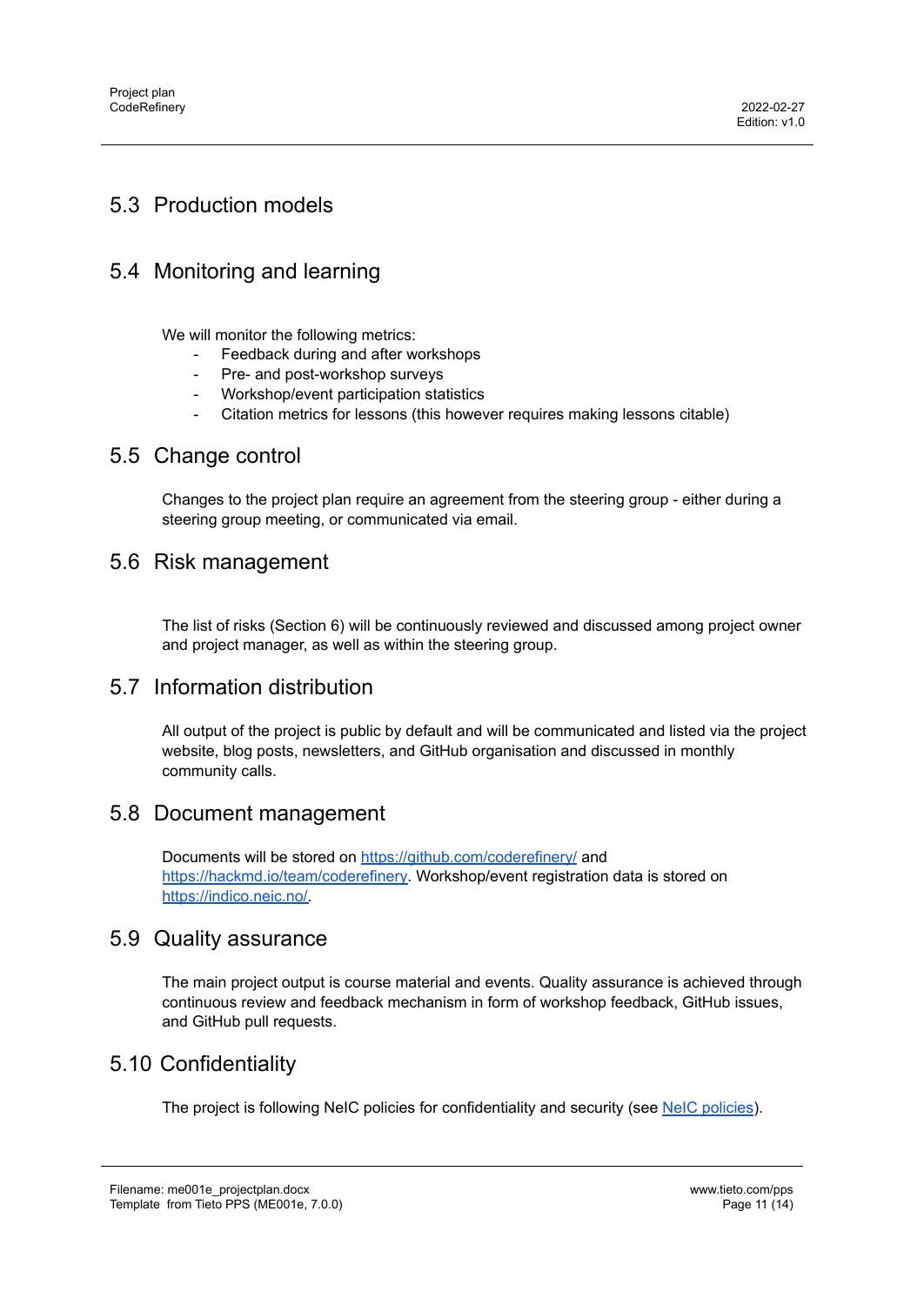## 5.3 Production models

## 5.4 Monitoring and learning

We will monitor the following metrics:

- Feedback during and after workshops
- Pre- and post-workshop surveys
- Workshop/event participation statistics
- Citation metrics for lessons (this however requires making lessons citable)

## 5.5 Change control

Changes to the project plan require an agreement from the steering group - either during a steering group meeting, or communicated via email.

## 5.6 Risk management

The list of risks (Section 6) will be continuously reviewed and discussed among project owner and project manager, as well as within the steering group.

## 5.7 Information distribution

All output of the project is public by default and will be communicated and listed via the project website, blog posts, newsletters, and GitHub organisation and discussed in monthly community calls.

## 5.8 Document management

Documents will be stored on [https://github.com/coderefinery/](https://github.com/coderefinery/) and [https://hackmd.io/team/coderefinery](https://hackmd.io/team/coderefinery). Workshop/event registration data is stored on [https://indico.neic.no/](https://indico.neic.no/).

## 5.9 Quality assurance

The main project output is course material and events. Quality assurance is achieved through continuous review and feedback mechanism in form of workshop feedback, GitHub issues, and GitHub pull requests.

## 5.10 Confidentiality

The project is following NeIC policies for confidentiality and security (see NeIC policies).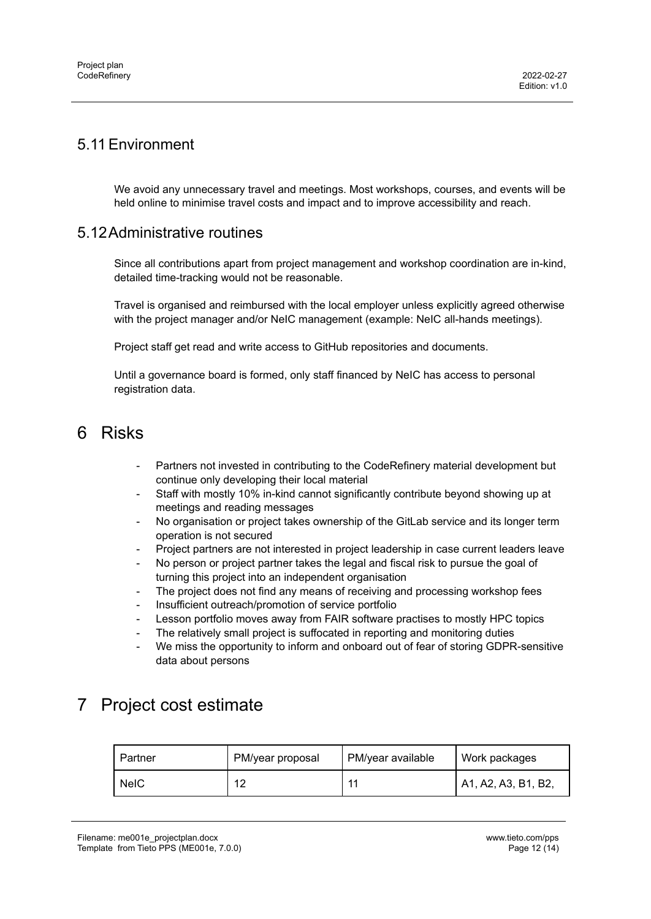## 5.11 Environment

We avoid any unnecessary travel and meetings. Most workshops, courses, and events will be held online to minimise travel costs and impact and to improve accessibility and reach.

## 5.12 Administrative routines

Since all contributions apart from project management and workshop coordination are in-kind, detailed time-tracking would not be reasonable.

Travel is organised and reimbursed with the local employer unless explicitly agreed otherwise with the project manager and/or NeIC management (example: NeIC all-hands meetings).

Project staff get read and write access to GitHub repositories and documents.

Until a governance board is formed, only staff financed by NeIC has access to personal registration data.

# 6 Risks

- Partners not invested in contributing to the CodeRefinery material development but continue only developing their local material
- Staff with mostly 10% in-kind cannot significantly contribute beyond showing up at meetings and reading messages
- No organisation or project takes ownership of the GitLab service and its longer term operation is not secured
- Project partners are not interested in project leadership in case current leaders leave
- No person or project partner takes the legal and fiscal risk to pursue the goal of turning this project into an independent organisation
- The project does not find any means of receiving and processing workshop fees
- Insufficient outreach/promotion of service portfolio
- Lesson portfolio moves away from FAIR software practises to mostly HPC topics
- The relatively small project is suffocated in reporting and monitoring duties
- We miss the opportunity to inform and onboard out of fear of storing GDPR-sensitive data about persons

# 7 Project cost estimate

| Partner | PM/year proposal | PM/year available | Work packages |
|---|---|---|---|
| NeIC | 12 | 11 | A1, A2, A3, B1, B2, |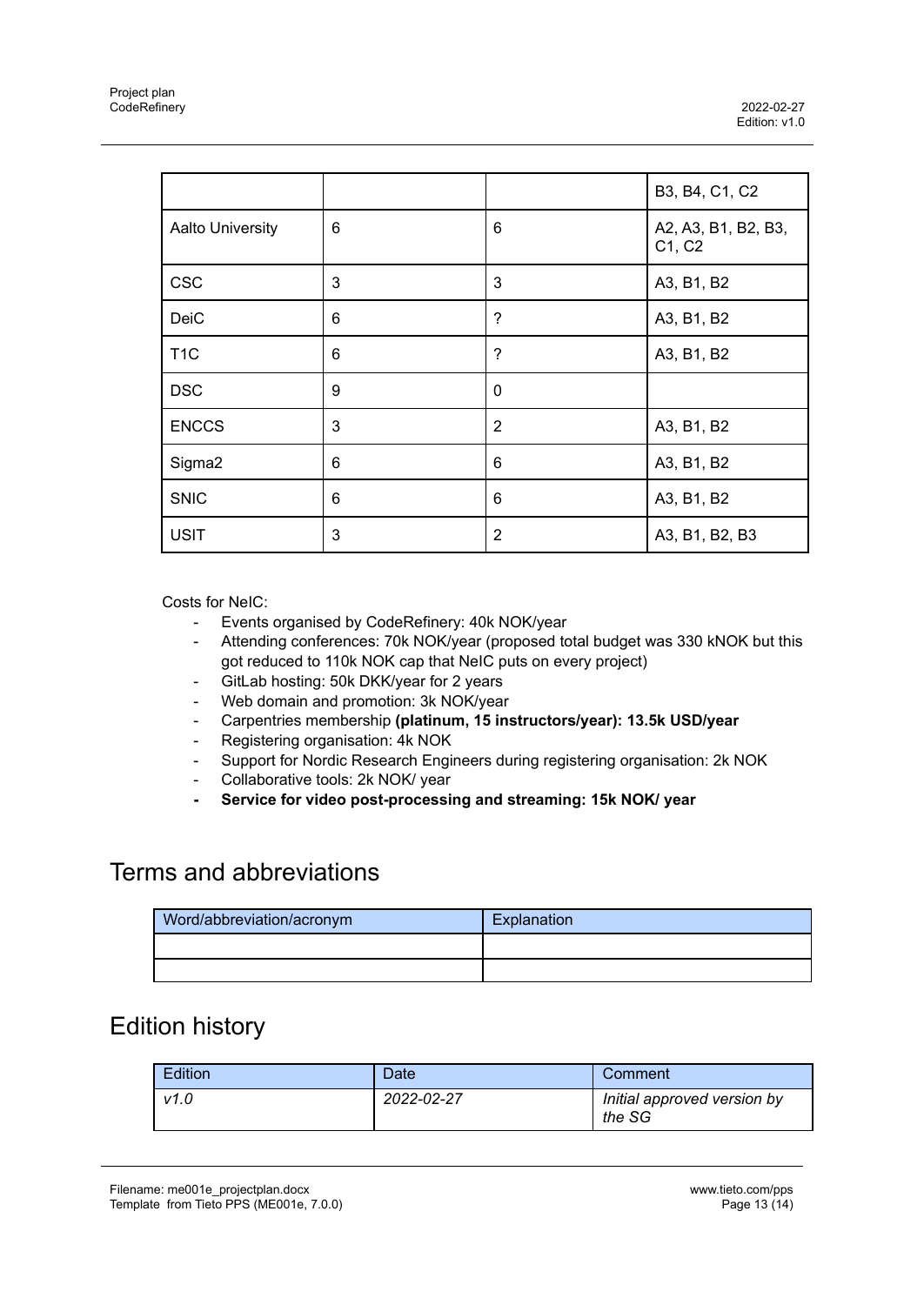| | | | B3, B4, C1, C2 |
|---|---|---|---|
| Aalto University | 6 | 6 | A2, A3, B1, B2, B3, C1, C2 |
| CSC | 3 | 3 | A3, B1, B2 |
| DeiC | 6 | ? | A3, B1, B2 |
| T1C | 6 | ? | A3, B1, B2 |
| DSC | 9 | 0 | |
| ENCCS | 3 | 2 | A3, B1, B2 |
| Sigma2 | 6 | 6 | A3, B1, B2 |
| SNIC | 6 | 6 | A3, B1, B2 |
| USIT | 3 | 2 | A3, B1, B2, B3 |

Costs for NeIC:

- Events organised by CodeRefinery: 40k NOK/year
- Attending conferences: 70k NOK/year (proposed total budget was 330 kNOK but this got reduced to 110k NOK cap that NeIC puts on every project)
- GitLab hosting: 50k DKK/year for 2 years
- Web domain and promotion: 3k NOK/year
- Carpentries membership **(platinum, 15 instructors/year): 13.5k USD/year**
- Registering organisation: 4k NOK
- Support for Nordic Research Engineers during registering organisation: 2k NOK
- Collaborative tools: 2k NOK/ year
- **Service for video post-processing and streaming: 15k NOK/ year**

# Terms and abbreviations

| Word/abbreviation/acronym | Explanation |
|---|---|
| | |
| | |

# Edition history

| Edition | Date | Comment |
|---|---|---|
| *v1.0* | *2022-02-27* | *Initial approved version by the SG* |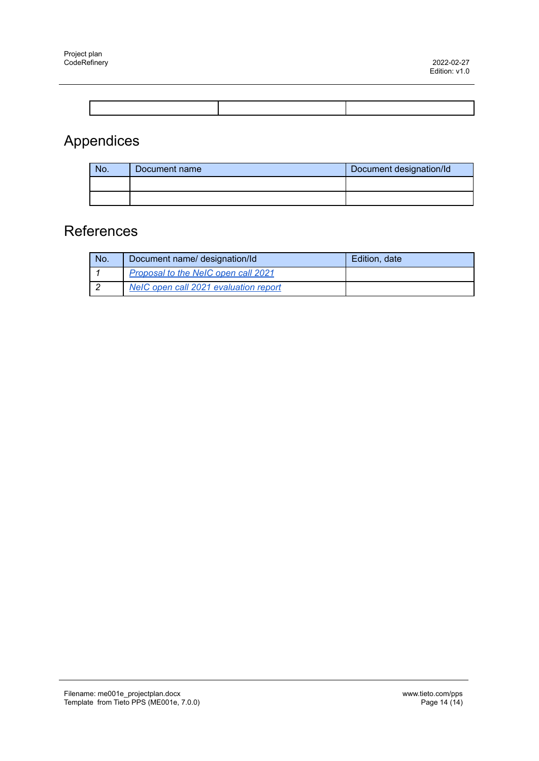| | | |
|---|---|---|
| | | |

# Appendices

| No. | Document name | Document designation/Id |
|---|---|---|
| | | |
| | | |

# References

| No. | Document name/ designation/Id | Edition, date |
|---|---|---|
| *1* | *Proposal to the NeIC open call 2021* | |
| *2* | *NeIC open call 2021 evaluation report* | |